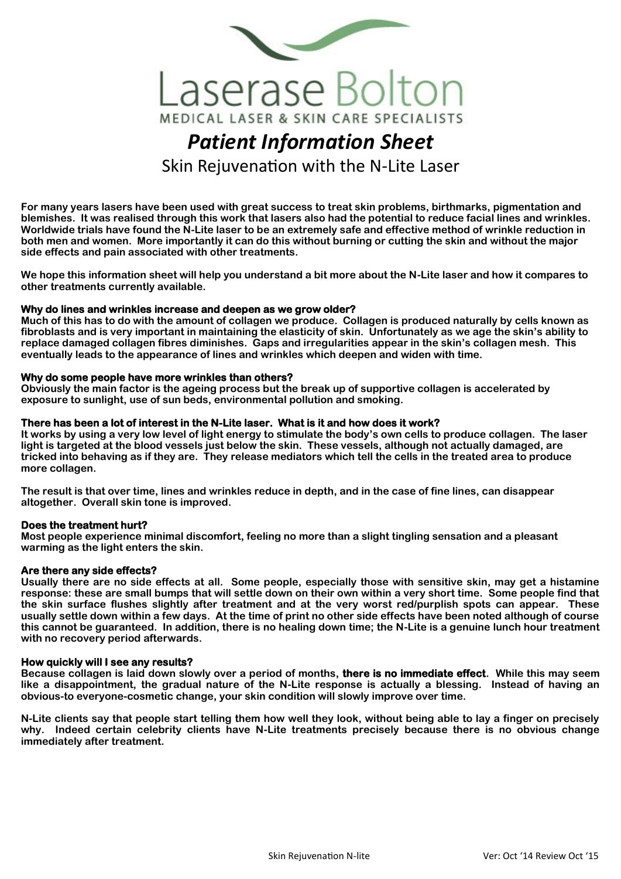# Laserase Bolton

MEDICAL LASER & SKIN CARE SPECIALISTS

## *Patient Information Sheet*

Skin Rejuvenation with the N-Lite Laser

**For many years lasers have been used with great success to treat skin problems, birthmarks, pigmentation and blemishes. It was realised through this work that lasers also had the potential to reduce facial lines and wrinkles. Worldwide trials have found the N-Lite laser to be an extremely safe and effective method of wrinkle reduction in both men and women. More importantly it can do this without burning or cutting the skin and without the major side effects and pain associated with other treatments.**

**We hope this information sheet will help you understand a bit more about the N-Lite laser and how it compares to other treatments currently available.**

### Why do lines and wrinkles increase and deepen as we grow older?

**Much of this has to do with the amount of collagen we produce. Collagen is produced naturally by cells known as fibroblasts and is very important in maintaining the elasticity of skin. Unfortunately as we age the skin's ability to replace damaged collagen fibres diminishes. Gaps and irregularities appear in the skin's collagen mesh. This eventually leads to the appearance of lines and wrinkles which deepen and widen with time.**

### Why do some people have more wrinkles than others?

**Obviously the main factor is the ageing process but the break up of supportive collagen is accelerated by exposure to sunlight, use of sun beds, environmental pollution and smoking.**

### There has been a lot of interest in the N-Lite laser. What is it and how does it work?

**It works by using a very low level of light energy to stimulate the body's own cells to produce collagen. The laser light is targeted at the blood vessels just below the skin. These vessels, although not actually damaged, are tricked into behaving as if they are. They release mediators which tell the cells in the treated area to produce more collagen.**

**The result is that over time, lines and wrinkles reduce in depth, and in the case of fine lines, can disappear altogether. Overall skin tone is improved.**

### Does the treatment hurt?

**Most people experience minimal discomfort, feeling no more than a slight tingling sensation and a pleasant warming as the light enters the skin.**

### Are there any side effects?

**Usually there are no side effects at all. Some people, especially those with sensitive skin, may get a histamine response: these are small bumps that will settle down on their own within a very short time. Some people find that the skin surface flushes slightly after treatment and at the very worst red/purplish spots can appear. These usually settle down within a few days. At the time of print no other side effects have been noted although of course this cannot be guaranteed. In addition, there is no healing down time; the N-Lite is a genuine lunch hour treatment with no recovery period afterwards.**

### How quickly will I see any results?

**Because collagen is laid down slowly over a period of months, there is no immediate effect. While this may seem like a disappointment, the gradual nature of the N-Lite response is actually a blessing. Instead of having an obvious-to everyone-cosmetic change, your skin condition will slowly improve over time.**

**N-Lite clients say that people start telling them how well they look, without being able to lay a finger on precisely why. Indeed certain celebrity clients have N-Lite treatments precisely because there is no obvious change immediately after treatment.**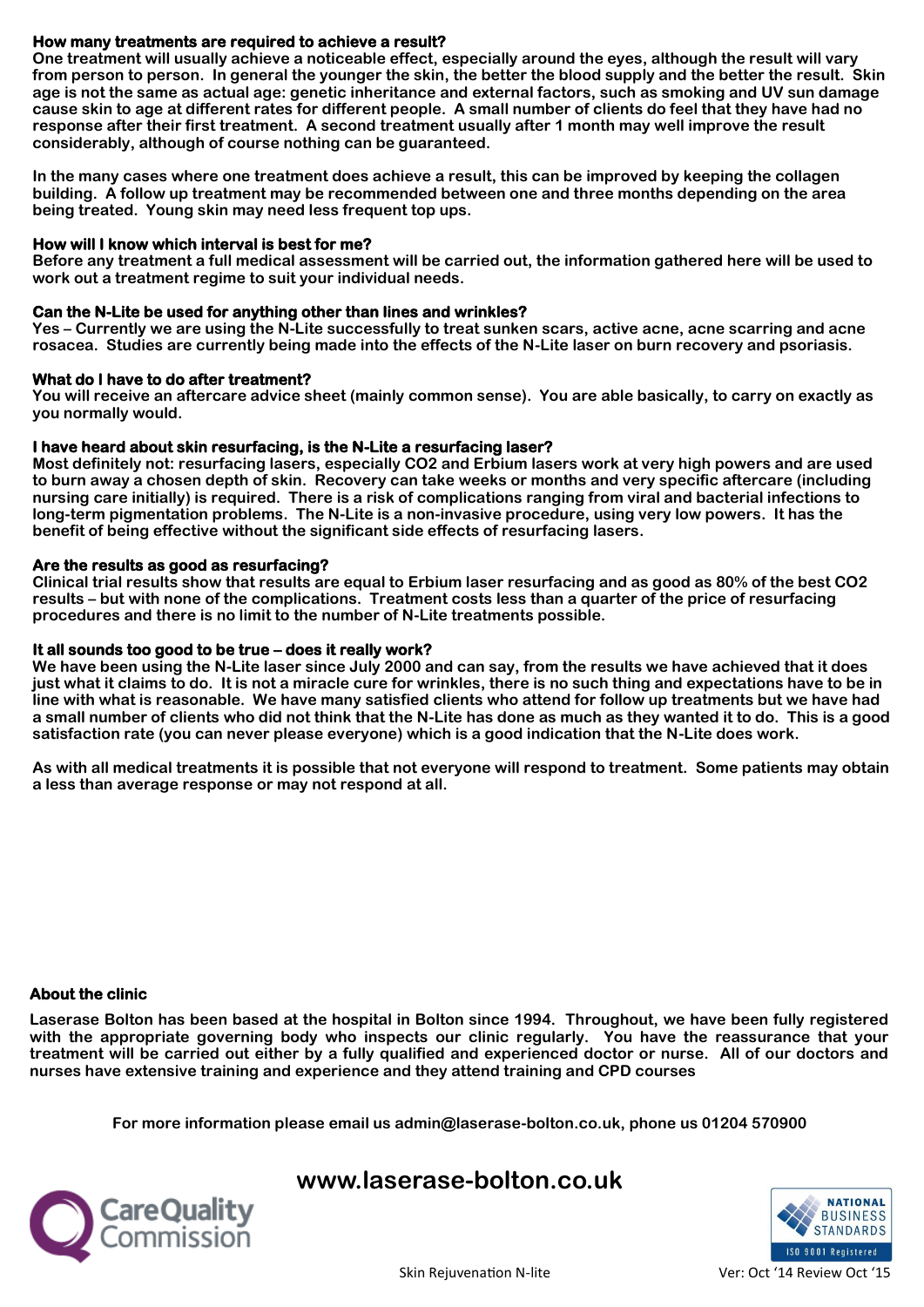**How many treatments are required to achieve a result?**
One treatment will usually achieve a noticeable effect, especially around the eyes, although the result will vary from person to person. In general the younger the skin, the better the blood supply and the better the result. Skin age is not the same as actual age: genetic inheritance and external factors, such as smoking and UV sun damage cause skin to age at different rates for different people. A small number of clients do feel that they have had no response after their first treatment. A second treatment usually after 1 month may well improve the result considerably, although of course nothing can be guaranteed.

In the many cases where one treatment does achieve a result, this can be improved by keeping the collagen building. A follow up treatment may be recommended between one and three months depending on the area being treated. Young skin may need less frequent top ups.

**How will I know which interval is best for me?**
Before any treatment a full medical assessment will be carried out, the information gathered here will be used to work out a treatment regime to suit your individual needs.

**Can the N-Lite be used for anything other than lines and wrinkles?**
Yes – Currently we are using the N-Lite successfully to treat sunken scars, active acne, acne scarring and acne rosacea. Studies are currently being made into the effects of the N-Lite laser on burn recovery and psoriasis.

**What do I have to do after treatment?**
You will receive an aftercare advice sheet (mainly common sense). You are able basically, to carry on exactly as you normally would.

**I have heard about skin resurfacing, is the N-Lite a resurfacing laser?**
Most definitely not: resurfacing lasers, especially $CO_2$ and Erbium lasers work at very high powers and are used to burn away a chosen depth of skin. Recovery can take weeks or months and very specific aftercare (including nursing care initially) is required. There is a risk of complications ranging from viral and bacterial infections to long-term pigmentation problems. The N-Lite is a non-invasive procedure, using very low powers. It has the benefit of being effective without the significant side effects of resurfacing lasers.

**Are the results as good as resurfacing?**
Clinical trial results show that results are equal to Erbium laser resurfacing and as good as 80% of the best $CO_2$ results – but with none of the complications. Treatment costs less than a quarter of the price of resurfacing procedures and there is no limit to the number of N-Lite treatments possible.

**It all sounds too good to be true – does it really work?**
We have been using the N-Lite laser since July 2000 and can say, from the results we have achieved that it does just what it claims to do. It is not a miracle cure for wrinkles, there is no such thing and expectations have to be in line with what is reasonable. We have many satisfied clients who attend for follow up treatments but we have had a small number of clients who did not think that the N-Lite has done as much as they wanted it to do. This is a good satisfaction rate (you can never please everyone) which is a good indication that the N-Lite does work.

As with all medical treatments it is possible that not everyone will respond to treatment. Some patients may obtain a less than average response or may not respond at all.

**About the clinic**

Laserase Bolton has been based at the hospital in Bolton since 1994. Throughout, we have been fully registered with the appropriate governing body who inspects our clinic regularly. You have the reassurance that your treatment will be carried out either by a fully qualified and experienced doctor or nurse. All of our doctors and nurses have extensive training and experience and they attend training and CPD courses

**For more information please email us admin@laserase-bolton.co.uk, phone us 01204 570900**

## www.laserase-bolton.co.uk

CareQuality Commission

NATIONAL BUSINESS STANDARDS ISO 9001 Registered

Skin Rejuvenation N-lite

Ver: Oct '14 Review Oct '15